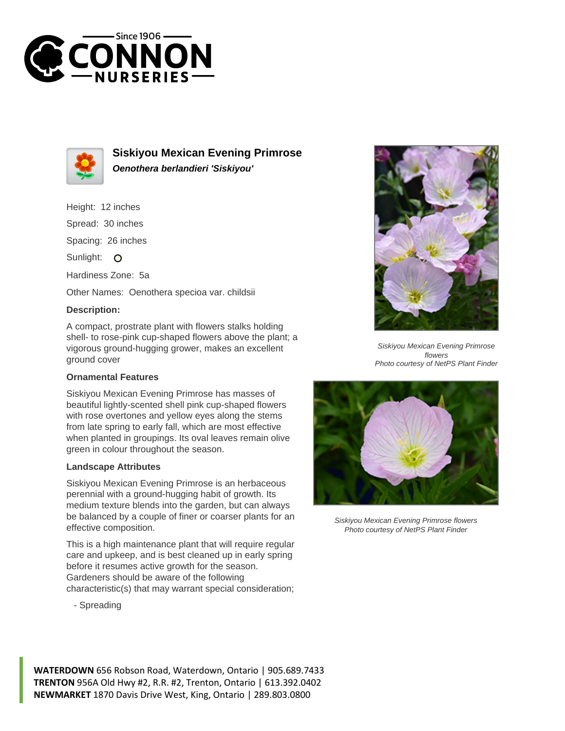# Siskiyou Mexican Evening Primrose

***Oenothera berlandieri 'Siskiyou'***

Height: 12 inches

Spread: 30 inches

Spacing: 26 inches

Sunlight: O

Hardiness Zone: 5a

Other Names: Oenothera specioa var. childsii

**Description:**

A compact, prostrate plant with flowers stalks holding shell- to rose-pink cup-shaped flowers above the plant; a vigorous ground-hugging grower, makes an excellent ground cover

### Ornamental Features

Siskiyou Mexican Evening Primrose has masses of beautiful lightly-scented shell pink cup-shaped flowers with rose overtones and yellow eyes along the stems from late spring to early fall, which are most effective when planted in groupings. Its oval leaves remain olive green in colour throughout the season.

### Landscape Attributes

Siskiyou Mexican Evening Primrose is an herbaceous perennial with a ground-hugging habit of growth. Its medium texture blends into the garden, but can always be balanced by a couple of finer or coarser plants for an effective composition.

This is a high maintenance plant that will require regular care and upkeep, and is best cleaned up in early spring before it resumes active growth for the season. Gardeners should be aware of the following characteristic(s) that may warrant special consideration;

- Spreading

*Siskiyou Mexican Evening Primrose flowers*
*Photo courtesy of NetPS Plant Finder*

*Siskiyou Mexican Evening Primrose flowers*
*Photo courtesy of NetPS Plant Finder*

**WATERDOWN** 656 Robson Road, Waterdown, Ontario | 905.689.7433
**TRENTON** 956A Old Hwy #2, R.R. #2, Trenton, Ontario | 613.392.0402
**NEWMARKET** 1870 Davis Drive West, King, Ontario | 289.803.0800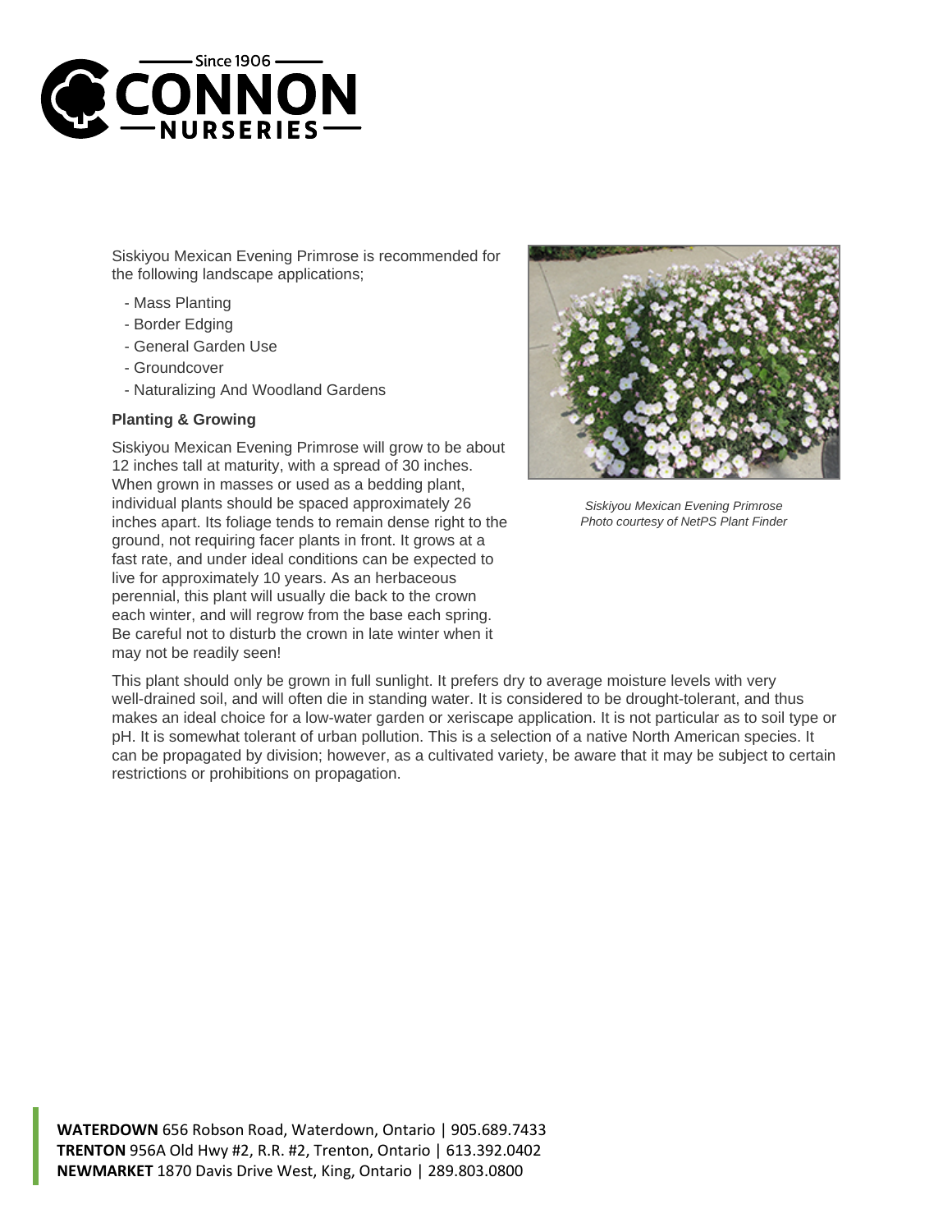Siskiyou Mexican Evening Primrose is recommended for the following landscape applications;

- Mass Planting
- Border Edging
- General Garden Use
- Groundcover
- Naturalizing And Woodland Gardens

*Siskiyou Mexican Evening Primrose*
*Photo courtesy of NetPS Plant Finder*

**Planting & Growing**

Siskiyou Mexican Evening Primrose will grow to be about 12 inches tall at maturity, with a spread of 30 inches. When grown in masses or used as a bedding plant, individual plants should be spaced approximately 26 inches apart. Its foliage tends to remain dense right to the ground, not requiring facer plants in front. It grows at a fast rate, and under ideal conditions can be expected to live for approximately 10 years. As an herbaceous perennial, this plant will usually die back to the crown each winter, and will regrow from the base each spring. Be careful not to disturb the crown in late winter when it may not be readily seen!

This plant should only be grown in full sunlight. It prefers dry to average moisture levels with very well-drained soil, and will often die in standing water. It is considered to be drought-tolerant, and thus makes an ideal choice for a low-water garden or xeriscape application. It is not particular as to soil type or pH. It is somewhat tolerant of urban pollution. This is a selection of a native North American species. It can be propagated by division; however, as a cultivated variety, be aware that it may be subject to certain restrictions or prohibitions on propagation.

**WATERDOWN** 656 Robson Road, Waterdown, Ontario | 905.689.7433
**TRENTON** 956A Old Hwy #2, R.R. #2, Trenton, Ontario | 613.392.0402
**NEWMARKET** 1870 Davis Drive West, King, Ontario | 289.803.0800